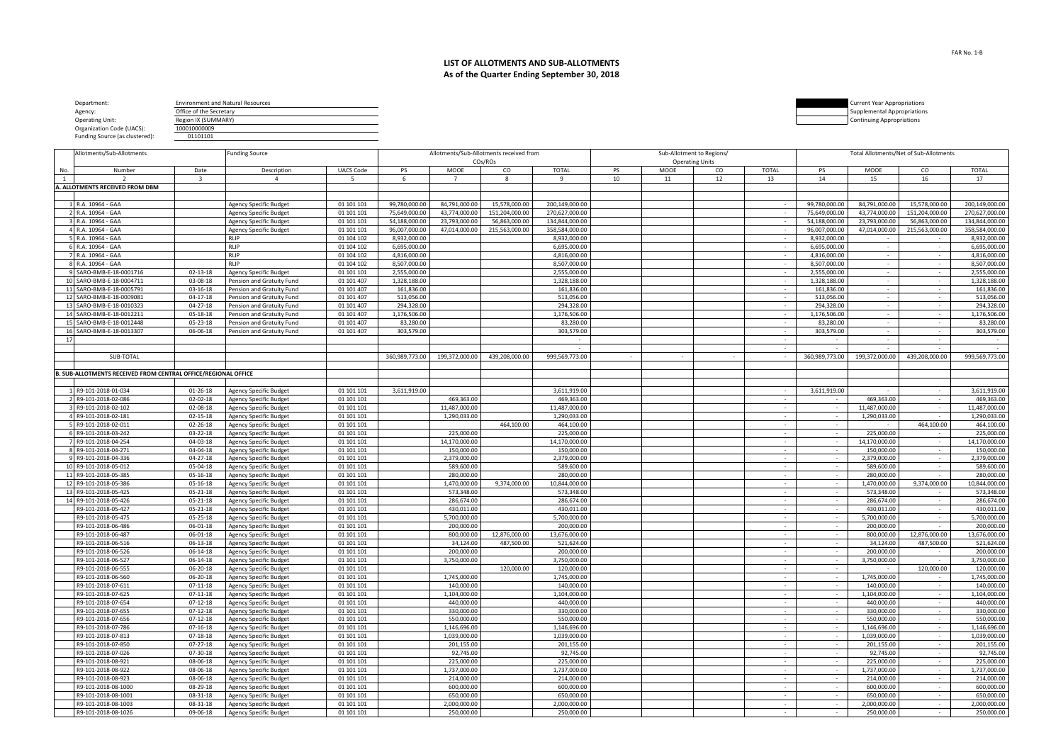FAR No. 1-B

# LIST OF ALLOTMENTS AND SUB-ALLOTMENTS
## As of the Quarter Ending September 30, 2018

Department: Environment and Natural Resources
Agency: Office of the Secretary
Operating Unit: Region IX (SUMMARY)
Organization Code (UACS): 100010000009
Funding Source (as clustered): 01101101

Current Year Appropriations
Supplemental Appropriations
Continuing Appropriations

| No. | Allotments/Sub-Allotments Number | Date | Funding Source Description | UACS Code | Allotments/Sub-Allotments received from COs/ROs PS | MOOE | CO | TOTAL | Sub-Allotment to Regions/Operating Units PS | MOOE | CO | TOTAL | Total Allotments/Net of Sub-Allotments PS | MOOE | CO | TOTAL |
|---|---|---|---|---|---|---|---|---|---|---|---|---|---|---|---|---|
| 1 | 2 | 3 | 4 | 5 | 6 | 7 | 8 | 9 | 10 | 11 | 12 | 13 | 14 | 15 | 16 | 17 |
| | **A. ALLOTMENTS RECEIVED FROM DBM** | | | | | | | | | | | | | | | |
| 1 | R.A. 10964 - GAA | | Agency Specific Budget | 01 101 101 | 99,780,000.00 | 84,791,000.00 | 15,578,000.00 | 200,149,000.00 | | | | - | 99,780,000.00 | 84,791,000.00 | 15,578,000.00 | 200,149,000.00 |
| 2 | R.A. 10964 - GAA | | Agency Specific Budget | 01 101 101 | 75,649,000.00 | 43,774,000.00 | 151,204,000.00 | 270,627,000.00 | | | | - | 75,649,000.00 | 43,774,000.00 | 151,204,000.00 | 270,627,000.00 |
| 3 | R.A. 10964 - GAA | | Agency Specific Budget | 01 101 101 | 54,188,000.00 | 23,793,000.00 | 56,863,000.00 | 134,844,000.00 | | | | - | 54,188,000.00 | 23,793,000.00 | 56,863,000.00 | 134,844,000.00 |
| 4 | R.A. 10964 - GAA | | Agency Specific Budget | 01 101 101 | 96,007,000.00 | 47,014,000.00 | 215,563,000.00 | 358,584,000.00 | | | | - | 96,007,000.00 | 47,014,000.00 | 215,563,000.00 | 358,584,000.00 |
| 5 | R.A. 10964 - GAA | | RLIP | 01 104 102 | 8,932,000.00 | | | 8,932,000.00 | | | | - | 8,932,000.00 | - | - | 8,932,000.00 |
| 6 | R.A. 10964 - GAA | | RLIP | 01 104 102 | 6,695,000.00 | | | 6,695,000.00 | | | | - | 6,695,000.00 | - | - | 6,695,000.00 |
| 7 | R.A. 10964 - GAA | | RLIP | 01 104 102 | 4,816,000.00 | | | 4,816,000.00 | | | | - | 4,816,000.00 | - | - | 4,816,000.00 |
| 8 | R.A. 10964 - GAA | | RLIP | 01 104 102 | 8,507,000.00 | | | 8,507,000.00 | | | | - | 8,507,000.00 | - | - | 8,507,000.00 |
| 9 | SARO-BMB-E-18-0001716 | 02-13-18 | Agency Specific Budget | 01 101 101 | 2,555,000.00 | | | 2,555,000.00 | | | | - | 2,555,000.00 | - | - | 2,555,000.00 |
| 10 | SARO-BMB-E-18-0004711 | 03-08-18 | Pension and Gratuity Fund | 01 101 407 | 1,328,188.00 | | | 1,328,188.00 | | | | - | 1,328,188.00 | - | - | 1,328,188.00 |
| 11 | SARO-BMB-E-18-0005791 | 03-16-18 | Pension and Gratuity Fund | 01 101 407 | 161,836.00 | | | 161,836.00 | | | | - | 161,836.00 | - | - | 161,836.00 |
| 12 | SARO-BMB-E-18-0009081 | 04-17-18 | Pension and Gratuity Fund | 01 101 407 | 513,056.00 | | | 513,056.00 | | | | - | 513,056.00 | - | - | 513,056.00 |
| 13 | SARO-BMB-E-18-0010323 | 04-27-18 | Pension and Gratuity Fund | 01 101 407 | 294,328.00 | | | 294,328.00 | | | | - | 294,328.00 | - | - | 294,328.00 |
| 14 | SARO-BMB-E-18-0012211 | 05-18-18 | Pension and Gratuity Fund | 01 101 407 | 1,176,506.00 | | | 1,176,506.00 | | | | - | 1,176,506.00 | - | - | 1,176,506.00 |
| 15 | SARO-BMB-E-18-0012448 | 05-23-18 | Pension and Gratuity Fund | 01 101 407 | 83,280.00 | | | 83,280.00 | | | | - | 83,280.00 | - | - | 83,280.00 |
| 16 | SARO-BMB-E-18-0013307 | 06-06-18 | Pension and Gratuity Fund | 01 101 407 | 303,579.00 | | | 303,579.00 | | | | - | 303,579.00 | - | - | 303,579.00 |
| 17 | | | | | | | | - | | | | - | - | - | - | - |
| | | | | | | | | - | | | | - | - | - | - | - |
| | SUB-TOTAL | | | | 360,989,773.00 | 199,372,000.00 | 439,208,000.00 | 999,569,773.00 | - | - | - | - | 360,989,773.00 | 199,372,000.00 | 439,208,000.00 | 999,569,773.00 |
| | **B. SUB-ALLOTMENTS RECEIVED FROM CENTRAL OFFICE/REGIONAL OFFICE** | | | | | | | | | | | | | | | |
| 1 | R9-101-2018-01-034 | 01-26-18 | Agency Specific Budget | 01 101 101 | 3,611,919.00 | | | 3,611,919.00 | | | | - | 3,611,919.00 | - | - | 3,611,919.00 |
| 2 | R9-101-2018-02-086 | 02-02-18 | Agency Specific Budget | 01 101 101 | | 469,363.00 | | 469,363.00 | | | | - | - | 469,363.00 | - | 469,363.00 |
| 3 | R9-101-2018-02-102 | 02-08-18 | Agency Specific Budget | 01 101 101 | | 11,487,000.00 | | 11,487,000.00 | | | | - | - | 11,487,000.00 | - | 11,487,000.00 |
| 4 | R9-101-2018-02-181 | 02-15-18 | Agency Specific Budget | 01 101 101 | | 1,290,033.00 | | 1,290,033.00 | | | | - | - | 1,290,033.00 | - | 1,290,033.00 |
| 5 | R9-101-2018-02-011 | 02-26-18 | Agency Specific Budget | 01 101 101 | | | 464,100.00 | 464,100.00 | | | | - | - | - | 464,100.00 | 464,100.00 |
| 6 | R9-101-2018-03-242 | 03-22-18 | Agency Specific Budget | 01 101 101 | | 225,000.00 | | 225,000.00 | | | | - | - | 225,000.00 | - | 225,000.00 |
| 7 | R9-101-2018-04-254 | 04-03-18 | Agency Specific Budget | 01 101 101 | | 14,170,000.00 | | 14,170,000.00 | | | | - | - | 14,170,000.00 | - | 14,170,000.00 |
| 8 | R9-101-2018-04-271 | 04-04-18 | Agency Specific Budget | 01 101 101 | | 150,000.00 | | 150,000.00 | | | | - | - | 150,000.00 | - | 150,000.00 |
| 9 | R9-101-2018-04-336 | 04-27-18 | Agency Specific Budget | 01 101 101 | | 2,379,000.00 | | 2,379,000.00 | | | | - | - | 2,379,000.00 | - | 2,379,000.00 |
| 10 | R9-101-2018-05-012 | 05-04-18 | Agency Specific Budget | 01 101 101 | | 589,600.00 | | 589,600.00 | | | | - | - | 589,600.00 | - | 589,600.00 |
| 11 | R9-101-2018-05-385 | 05-16-18 | Agency Specific Budget | 01 101 101 | | 280,000.00 | | 280,000.00 | | | | - | - | 280,000.00 | - | 280,000.00 |
| 12 | R9-101-2018-05-386 | 05-16-18 | Agency Specific Budget | 01 101 101 | | 1,470,000.00 | 9,374,000.00 | 10,844,000.00 | | | | - | - | 1,470,000.00 | 9,374,000.00 | 10,844,000.00 |
| 13 | R9-101-2018-05-425 | 05-21-18 | Agency Specific Budget | 01 101 101 | | 573,348.00 | | 573,348.00 | | | | - | - | 573,348.00 | - | 573,348.00 |
| 14 | R9-101-2018-05-426 | 05-21-18 | Agency Specific Budget | 01 101 101 | | 286,674.00 | | 286,674.00 | | | | - | - | 286,674.00 | - | 286,674.00 |
| | R9-101-2018-05-427 | 05-21-18 | Agency Specific Budget | 01 101 101 | | 430,011.00 | | 430,011.00 | | | | - | - | 430,011.00 | - | 430,011.00 |
| | R9-101-2018-05-475 | 05-25-18 | Agency Specific Budget | 01 101 101 | | 5,700,000.00 | | 5,700,000.00 | | | | - | - | 5,700,000.00 | - | 5,700,000.00 |
| | R9-101-2018-06-486 | 06-01-18 | Agency Specific Budget | 01 101 101 | | 200,000.00 | | 200,000.00 | | | | - | - | 200,000.00 | - | 200,000.00 |
| | R9-101-2018-06-487 | 06-01-18 | Agency Specific Budget | 01 101 101 | | 800,000.00 | 12,876,000.00 | 13,676,000.00 | | | | - | - | 800,000.00 | 12,876,000.00 | 13,676,000.00 |
| | R9-101-2018-06-516 | 06-13-18 | Agency Specific Budget | 01 101 101 | | 34,124.00 | 487,500.00 | 521,624.00 | | | | - | - | 34,124.00 | 487,500.00 | 521,624.00 |
| | R9-101-2018-06-526 | 06-14-18 | Agency Specific Budget | 01 101 101 | | 200,000.00 | | 200,000.00 | | | | - | - | 200,000.00 | - | 200,000.00 |
| | R9-101-2018-06-527 | 06-14-18 | Agency Specific Budget | 01 101 101 | | 3,750,000.00 | | 3,750,000.00 | | | | - | - | 3,750,000.00 | - | 3,750,000.00 |
| | R9-101-2018-06-555 | 06-20-18 | Agency Specific Budget | 01 101 101 | | | 120,000.00 | 120,000.00 | | | | - | - | - | 120,000.00 | 120,000.00 |
| | R9-101-2018-06-560 | 06-20-18 | Agency Specific Budget | 01 101 101 | | 1,745,000.00 | | 1,745,000.00 | | | | - | - | 1,745,000.00 | - | 1,745,000.00 |
| | R9-101-2018-07-611 | 07-11-18 | Agency Specific Budget | 01 101 101 | | 140,000.00 | | 140,000.00 | | | | - | - | 140,000.00 | - | 140,000.00 |
| | R9-101-2018-07-625 | 07-11-18 | Agency Specific Budget | 01 101 101 | | 1,104,000.00 | | 1,104,000.00 | | | | - | - | 1,104,000.00 | - | 1,104,000.00 |
| | R9-101-2018-07-654 | 07-12-18 | Agency Specific Budget | 01 101 101 | | 440,000.00 | | 440,000.00 | | | | - | - | 440,000.00 | - | 440,000.00 |
| | R9-101-2018-07-655 | 07-12-18 | Agency Specific Budget | 01 101 101 | | 330,000.00 | | 330,000.00 | | | | - | - | 330,000.00 | - | 330,000.00 |
| | R9-101-2018-07-656 | 07-12-18 | Agency Specific Budget | 01 101 101 | | 550,000.00 | | 550,000.00 | | | | - | - | 550,000.00 | - | 550,000.00 |
| | R9-101-2018-07-786 | 07-16-18 | Agency Specific Budget | 01 101 101 | | 1,146,696.00 | | 1,146,696.00 | | | | - | - | 1,146,696.00 | - | 1,146,696.00 |
| | R9-101-2018-07-813 | 07-18-18 | Agency Specific Budget | 01 101 101 | | 1,039,000.00 | | 1,039,000.00 | | | | - | - | 1,039,000.00 | - | 1,039,000.00 |
| | R9-101-2018-07-850 | 07-27-18 | Agency Specific Budget | 01 101 101 | | 201,155.00 | | 201,155.00 | | | | - | - | 201,155.00 | - | 201,155.00 |
| | R9-101-2018-07-026 | 07-30-18 | Agency Specific Budget | 01 101 101 | | 92,745.00 | | 92,745.00 | | | | - | - | 92,745.00 | - | 92,745.00 |
| | R9-101-2018-08-921 | 08-06-18 | Agency Specific Budget | 01 101 101 | | 225,000.00 | | 225,000.00 | | | | - | - | 225,000.00 | - | 225,000.00 |
| | R9-101-2018-08-922 | 08-06-18 | Agency Specific Budget | 01 101 101 | | 1,737,000.00 | | 1,737,000.00 | | | | - | - | 1,737,000.00 | - | 1,737,000.00 |
| | R9-101-2018-08-923 | 08-06-18 | Agency Specific Budget | 01 101 101 | | 214,000.00 | | 214,000.00 | | | | - | - | 214,000.00 | - | 214,000.00 |
| | R9-101-2018-08-1000 | 08-29-18 | Agency Specific Budget | 01 101 101 | | 600,000.00 | | 600,000.00 | | | | - | - | 600,000.00 | - | 600,000.00 |
| | R9-101-2018-08-1001 | 08-31-18 | Agency Specific Budget | 01 101 101 | | 650,000.00 | | 650,000.00 | | | | - | - | 650,000.00 | - | 650,000.00 |
| | R9-101-2018-08-1003 | 08-31-18 | Agency Specific Budget | 01 101 101 | | 2,000,000.00 | | 2,000,000.00 | | | | - | - | 2,000,000.00 | - | 2,000,000.00 |
| | R9-101-2018-08-1026 | 09-06-18 | Agency Specific Budget | 01 101 101 | | 250,000.00 | | 250,000.00 | | | | - | - | 250,000.00 | - | 250,000.00 |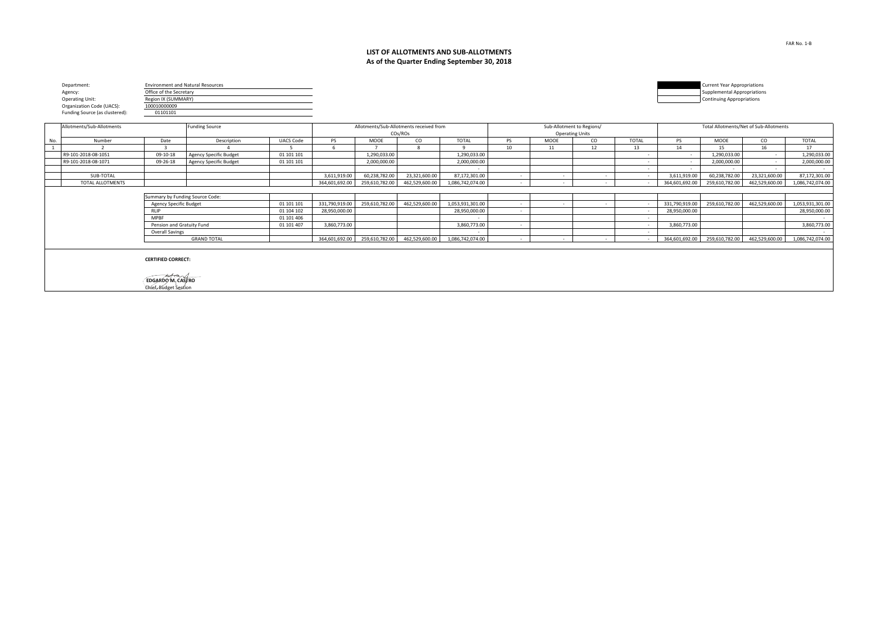FAR No. 1-B

# LIST OF ALLOTMENTS AND SUB-ALLOTMENTS
## As of the Quarter Ending September 30, 2018

| | |
|---|---|
| Department: | Environment and Natural Resources |
| Agency: | Office of the Secretary |
| Operating Unit: | Region IX (SUMMARY) |
| Organization Code (UACS): | 100010000009 |
| Funding Source (as clustered): | 01101101 |

| | |
|---|---|
| | Current Year Appropriations |
| | Supplemental Appropriations |
| | Continuing Appropriations |

| | Allotments/Sub-Allotments | | Funding Source | | Allotments/Sub-Allotments received from COs/ROs | | | | Sub-Allotment to Regions/ Operating Units | | | | Total Allotments/Net of Sub-Allotments | | | |
|---|---|---|---|---|---|---|---|---|---|---|---|---|---|---|---|---|
| No. | Number | Date | Description | UACS Code | PS | MOOE | CO | TOTAL | PS | MOOE | CO | TOTAL | PS | MOOE | CO | TOTAL |
| 1 | 2 | 3 | 4 | 5 | 6 | 7 | 8 | 9 | 10 | 11 | 12 | 13 | 14 | 15 | 16 | 17 |
| | R9-101-2018-08-1051 | 09-10-18 | Agency Specific Budget | 01 101 101 | | 1,290,033.00 | | 1,290,033.00 | | | | - | - | 1,290,033.00 | - | 1,290,033.00 |
| | R9-101-2018-08-1071 | 09-26-18 | Agency Specific Budget | 01 101 101 | | 2,000,000.00 | | 2,000,000.00 | | | | - | - | 2,000,000.00 | - | 2,000,000.00 |
| | | | | | | | | - | | | | - | - | - | - | - |
| | SUB-TOTAL | | | | 3,611,919.00 | 60,238,782.00 | 23,321,600.00 | 87,172,301.00 | - | - | - | - | 3,611,919.00 | 60,238,782.00 | 23,321,600.00 | 87,172,301.00 |
| | TOTAL ALLOTMENTS | | | | 364,601,692.00 | 259,610,782.00 | 462,529,600.00 | 1,086,742,074.00 | - | - | - | - | 364,601,692.00 | 259,610,782.00 | 462,529,600.00 | 1,086,742,074.00 |
| | | Summary by Funding Source Code: | | | | | | | | | | | | | | |
| | | Agency Specific Budget | | 01 101 101 | 331,790,919.00 | 259,610,782.00 | 462,529,600.00 | 1,053,931,301.00 | - | - | - | - | 331,790,919.00 | 259,610,782.00 | 462,529,600.00 | 1,053,931,301.00 |
| | | RLIP | | 01 104 102 | 28,950,000.00 | | | 28,950,000.00 | - | | | - | 28,950,000.00 | | | 28,950,000.00 |
| | | MPBF | | 01 101 406 | | | | - | | | | - | | | | - |
| | | Pension and Gratuity Fund | | 01 101 407 | 3,860,773.00 | | | 3,860,773.00 | - | | | - | 3,860,773.00 | | | 3,860,773.00 |
| | | Overall Savings | | | | | | - | | | | - | | | | - |
| | | GRAND TOTAL | | | 364,601,692.00 | 259,610,782.00 | 462,529,600.00 | 1,086,742,074.00 | - | - | - | - | 364,601,692.00 | 259,610,782.00 | 462,529,600.00 | 1,086,742,074.00 |

**CERTIFIED CORRECT:**

**EDGARDO M. CASTRO**
Chief, Budget Section